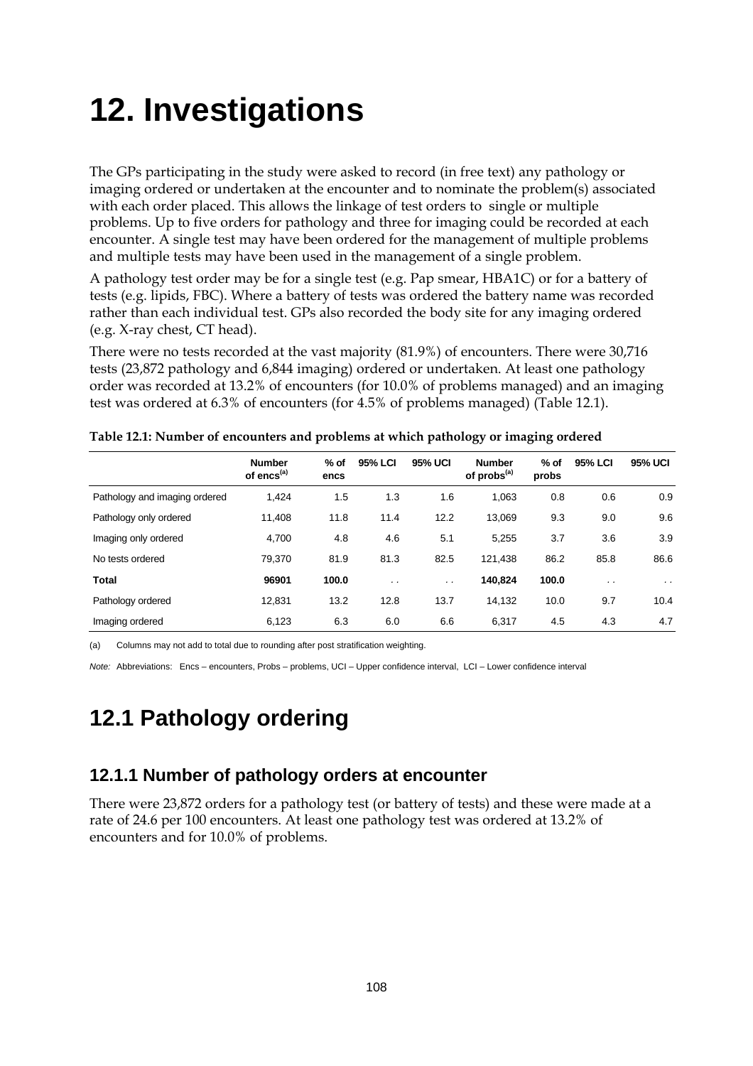# 12. Investigations

The GPs participating in the study were asked to record (in free text) any pathology or imaging ordered or undertaken at the encounter and to nominate the problem(s) associated with each order placed. This allows the linkage of test orders to single or multiple problems. Up to five orders for pathology and three for imaging could be recorded at each encounter. A single test may have been ordered for the management of multiple problems and multiple tests may have been used in the management of a single problem.

A pathology test order may be for a single test (e.g. Pap smear, HBA1C) or for a battery of tests (e.g. lipids, FBC). Where a battery of tests was ordered the battery name was recorded rather than each individual test. GPs also recorded the body site for any imaging ordered (e.g. X-ray chest, CT head).

There were no tests recorded at the vast majority (81.9%) of encounters. There were 30,716 tests (23,872 pathology and 6,844 imaging) ordered or undertaken. At least one pathology order was recorded at 13.2% of encounters (for 10.0% of problems managed) and an imaging test was ordered at 6.3% of encounters (for 4.5% of problems managed) (Table 12.1).

**Table 12.1: Number of encounters and problems at which pathology or imaging ordered**

| | Number of encs[(a)] | % of encs | 95% LCI | 95% UCI | Number of probs[(a)] | % of probs | 95% LCI | 95% UCI |
|---|---|---|---|---|---|---|---|---|
| Pathology and imaging ordered | 1,424 | 1.5 | 1.3 | 1.6 | 1,063 | 0.8 | 0.6 | 0.9 |
| Pathology only ordered | 11,408 | 11.8 | 11.4 | 12.2 | 13,069 | 9.3 | 9.0 | 9.6 |
| Imaging only ordered | 4,700 | 4.8 | 4.6 | 5.1 | 5,255 | 3.7 | 3.6 | 3.9 |
| No tests ordered | 79,370 | 81.9 | 81.3 | 82.5 | 121,438 | 86.2 | 85.8 | 86.6 |
| **Total** | **96901** | **100.0** | . . | . . | **140,824** | **100.0** | . . | . . |
| Pathology ordered | 12,831 | 13.2 | 12.8 | 13.7 | 14,132 | 10.0 | 9.7 | 10.4 |
| Imaging ordered | 6,123 | 6.3 | 6.0 | 6.6 | 6,317 | 4.5 | 4.3 | 4.7 |

(a) Columns may not add to total due to rounding after post stratification weighting.

*Note:* Abbreviations: Encs – encounters, Probs – problems, UCI – Upper confidence interval, LCI – Lower confidence interval

## 12.1 Pathology ordering

### 12.1.1 Number of pathology orders at encounter

There were 23,872 orders for a pathology test (or battery of tests) and these were made at a rate of 24.6 per 100 encounters. At least one pathology test was ordered at 13.2% of encounters and for 10.0% of problems.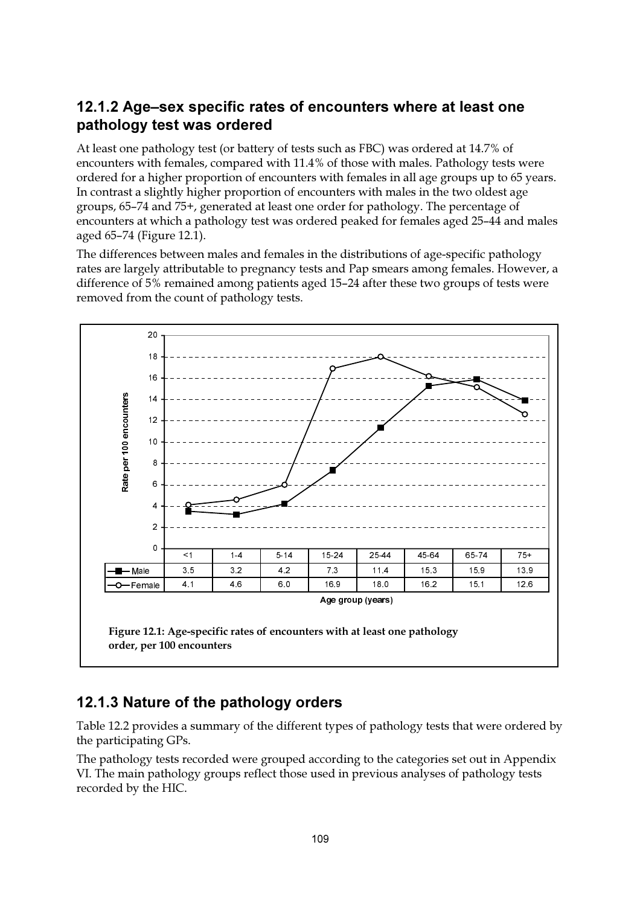## 12.1.2 Age–sex specific rates of encounters where at least one pathology test was ordered

At least one pathology test (or battery of tests such as FBC) was ordered at 14.7% of encounters with females, compared with 11.4% of those with males. Pathology tests were ordered for a higher proportion of encounters with females in all age groups up to 65 years. In contrast a slightly higher proportion of encounters with males in the two oldest age groups, 65–74 and 75+, generated at least one order for pathology. The percentage of encounters at which a pathology test was ordered peaked for females aged 25–44 and males aged 65–74 (Figure 12.1).

The differences between males and females in the distributions of age-specific pathology rates are largely attributable to pregnancy tests and Pap smears among females. However, a difference of 5% remained among patients aged 15–24 after these two groups of tests were removed from the count of pathology tests.

| Age group (years) | <1 | 1-4 | 5-14 | 15-24 | 25-44 | 45-64 | 65-74 | 75+ |
|---|---|---|---|---|---|---|---|---|
| Male | 3.5 | 3.2 | 4.2 | 7.3 | 11.4 | 15.3 | 15.9 | 13.9 |
| Female | 4.1 | 4.6 | 6.0 | 16.9 | 18.0 | 16.2 | 15.1 | 12.6 |

**Figure 12.1: Age-specific rates of encounters with at least one pathology order, per 100 encounters**

## 12.1.3 Nature of the pathology orders

Table 12.2 provides a summary of the different types of pathology tests that were ordered by the participating GPs.

The pathology tests recorded were grouped according to the categories set out in Appendix VI. The main pathology groups reflect those used in previous analyses of pathology tests recorded by the HIC.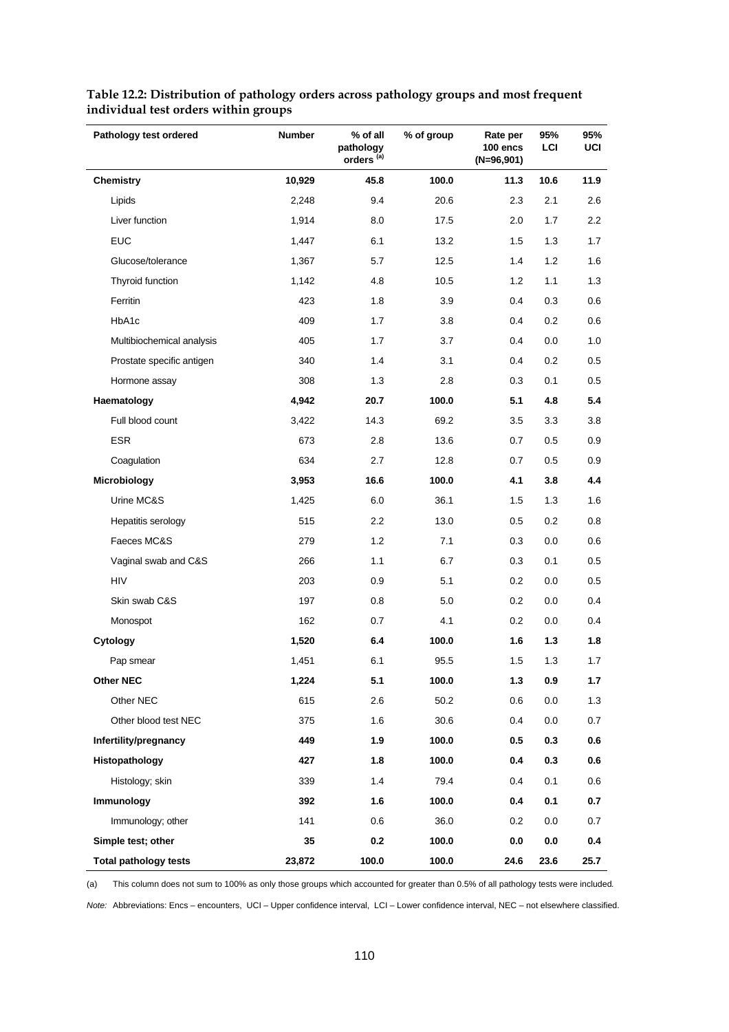**Table 12.2: Distribution of pathology orders across pathology groups and most frequent individual test orders within groups**

| Pathology test ordered | Number | % of all pathology orders [(a)] | % of group | Rate per 100 encs (N=96,901) | 95% LCI | 95% UCI |
|---|---|---|---|---|---|---|
| **Chemistry** | **10,929** | **45.8** | **100.0** | **11.3** | **10.6** | **11.9** |
| Lipids | 2,248 | 9.4 | 20.6 | 2.3 | 2.1 | 2.6 |
| Liver function | 1,914 | 8.0 | 17.5 | 2.0 | 1.7 | 2.2 |
| EUC | 1,447 | 6.1 | 13.2 | 1.5 | 1.3 | 1.7 |
| Glucose/tolerance | 1,367 | 5.7 | 12.5 | 1.4 | 1.2 | 1.6 |
| Thyroid function | 1,142 | 4.8 | 10.5 | 1.2 | 1.1 | 1.3 |
| Ferritin | 423 | 1.8 | 3.9 | 0.4 | 0.3 | 0.6 |
| HbA1c | 409 | 1.7 | 3.8 | 0.4 | 0.2 | 0.6 |
| Multibiochemical analysis | 405 | 1.7 | 3.7 | 0.4 | 0.0 | 1.0 |
| Prostate specific antigen | 340 | 1.4 | 3.1 | 0.4 | 0.2 | 0.5 |
| Hormone assay | 308 | 1.3 | 2.8 | 0.3 | 0.1 | 0.5 |
| **Haematology** | **4,942** | **20.7** | **100.0** | **5.1** | **4.8** | **5.4** |
| Full blood count | 3,422 | 14.3 | 69.2 | 3.5 | 3.3 | 3.8 |
| ESR | 673 | 2.8 | 13.6 | 0.7 | 0.5 | 0.9 |
| Coagulation | 634 | 2.7 | 12.8 | 0.7 | 0.5 | 0.9 |
| **Microbiology** | **3,953** | **16.6** | **100.0** | **4.1** | **3.8** | **4.4** |
| Urine MC&S | 1,425 | 6.0 | 36.1 | 1.5 | 1.3 | 1.6 |
| Hepatitis serology | 515 | 2.2 | 13.0 | 0.5 | 0.2 | 0.8 |
| Faeces MC&S | 279 | 1.2 | 7.1 | 0.3 | 0.0 | 0.6 |
| Vaginal swab and C&S | 266 | 1.1 | 6.7 | 0.3 | 0.1 | 0.5 |
| HIV | 203 | 0.9 | 5.1 | 0.2 | 0.0 | 0.5 |
| Skin swab C&S | 197 | 0.8 | 5.0 | 0.2 | 0.0 | 0.4 |
| Monospot | 162 | 0.7 | 4.1 | 0.2 | 0.0 | 0.4 |
| **Cytology** | **1,520** | **6.4** | **100.0** | **1.6** | **1.3** | **1.8** |
| Pap smear | 1,451 | 6.1 | 95.5 | 1.5 | 1.3 | 1.7 |
| **Other NEC** | **1,224** | **5.1** | **100.0** | **1.3** | **0.9** | **1.7** |
| Other NEC | 615 | 2.6 | 50.2 | 0.6 | 0.0 | 1.3 |
| Other blood test NEC | 375 | 1.6 | 30.6 | 0.4 | 0.0 | 0.7 |
| **Infertility/pregnancy** | **449** | **1.9** | **100.0** | **0.5** | **0.3** | **0.6** |
| **Histopathology** | **427** | **1.8** | **100.0** | **0.4** | **0.3** | **0.6** |
| Histology; skin | 339 | 1.4 | 79.4 | 0.4 | 0.1 | 0.6 |
| **Immunology** | **392** | **1.6** | **100.0** | **0.4** | **0.1** | **0.7** |
| Immunology; other | 141 | 0.6 | 36.0 | 0.2 | 0.0 | 0.7 |
| **Simple test; other** | **35** | **0.2** | **100.0** | **0.0** | **0.0** | **0.4** |
| **Total pathology tests** | **23,872** | **100.0** | **100.0** | **24.6** | **23.6** | **25.7** |

(a) This column does not sum to 100% as only those groups which accounted for greater than 0.5% of all pathology tests were included.

*Note:* Abbreviations: Encs – encounters, UCI – Upper confidence interval, LCI – Lower confidence interval, NEC – not elsewhere classified.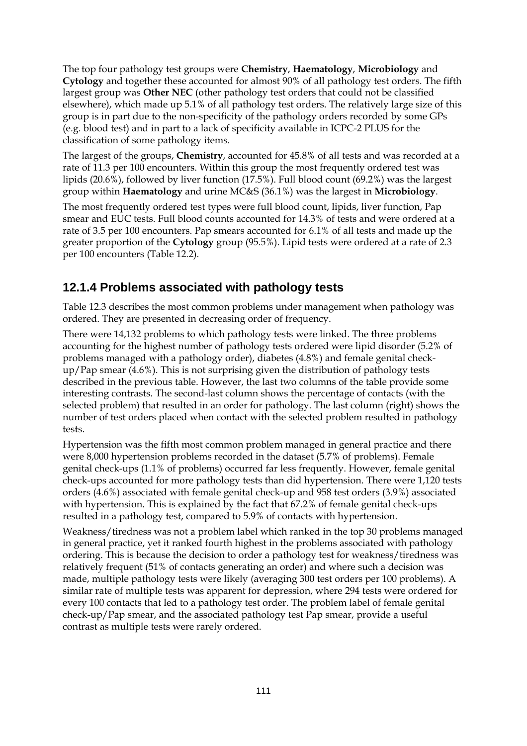The top four pathology test groups were **Chemistry**, **Haematology**, **Microbiology** and **Cytology** and together these accounted for almost 90% of all pathology test orders. The fifth largest group was **Other NEC** (other pathology test orders that could not be classified elsewhere), which made up 5.1% of all pathology test orders. The relatively large size of this group is in part due to the non-specificity of the pathology orders recorded by some GPs (e.g. blood test) and in part to a lack of specificity available in ICPC-2 PLUS for the classification of some pathology items.

The largest of the groups, **Chemistry**, accounted for 45.8% of all tests and was recorded at a rate of 11.3 per 100 encounters. Within this group the most frequently ordered test was lipids (20.6%), followed by liver function (17.5%). Full blood count (69.2%) was the largest group within **Haematology** and urine MC&S (36.1%) was the largest in **Microbiology**.

The most frequently ordered test types were full blood count, lipids, liver function, Pap smear and EUC tests. Full blood counts accounted for 14.3% of tests and were ordered at a rate of 3.5 per 100 encounters. Pap smears accounted for 6.1% of all tests and made up the greater proportion of the **Cytology** group (95.5%). Lipid tests were ordered at a rate of 2.3 per 100 encounters (Table 12.2).

## 12.1.4 Problems associated with pathology tests

Table 12.3 describes the most common problems under management when pathology was ordered. They are presented in decreasing order of frequency.

There were 14,132 problems to which pathology tests were linked. The three problems accounting for the highest number of pathology tests ordered were lipid disorder (5.2% of problems managed with a pathology order), diabetes (4.8%) and female genital check-up/Pap smear (4.6%). This is not surprising given the distribution of pathology tests described in the previous table. However, the last two columns of the table provide some interesting contrasts. The second-last column shows the percentage of contacts (with the selected problem) that resulted in an order for pathology. The last column (right) shows the number of test orders placed when contact with the selected problem resulted in pathology tests.

Hypertension was the fifth most common problem managed in general practice and there were 8,000 hypertension problems recorded in the dataset (5.7% of problems). Female genital check-ups (1.1% of problems) occurred far less frequently. However, female genital check-ups accounted for more pathology tests than did hypertension. There were 1,120 tests orders (4.6%) associated with female genital check-up and 958 test orders (3.9%) associated with hypertension. This is explained by the fact that 67.2% of female genital check-ups resulted in a pathology test, compared to 5.9% of contacts with hypertension.

Weakness/tiredness was not a problem label which ranked in the top 30 problems managed in general practice, yet it ranked fourth highest in the problems associated with pathology ordering. This is because the decision to order a pathology test for weakness/tiredness was relatively frequent (51% of contacts generating an order) and where such a decision was made, multiple pathology tests were likely (averaging 300 test orders per 100 problems). A similar rate of multiple tests was apparent for depression, where 294 tests were ordered for every 100 contacts that led to a pathology test order. The problem label of female genital check-up/Pap smear, and the associated pathology test Pap smear, provide a useful contrast as multiple tests were rarely ordered.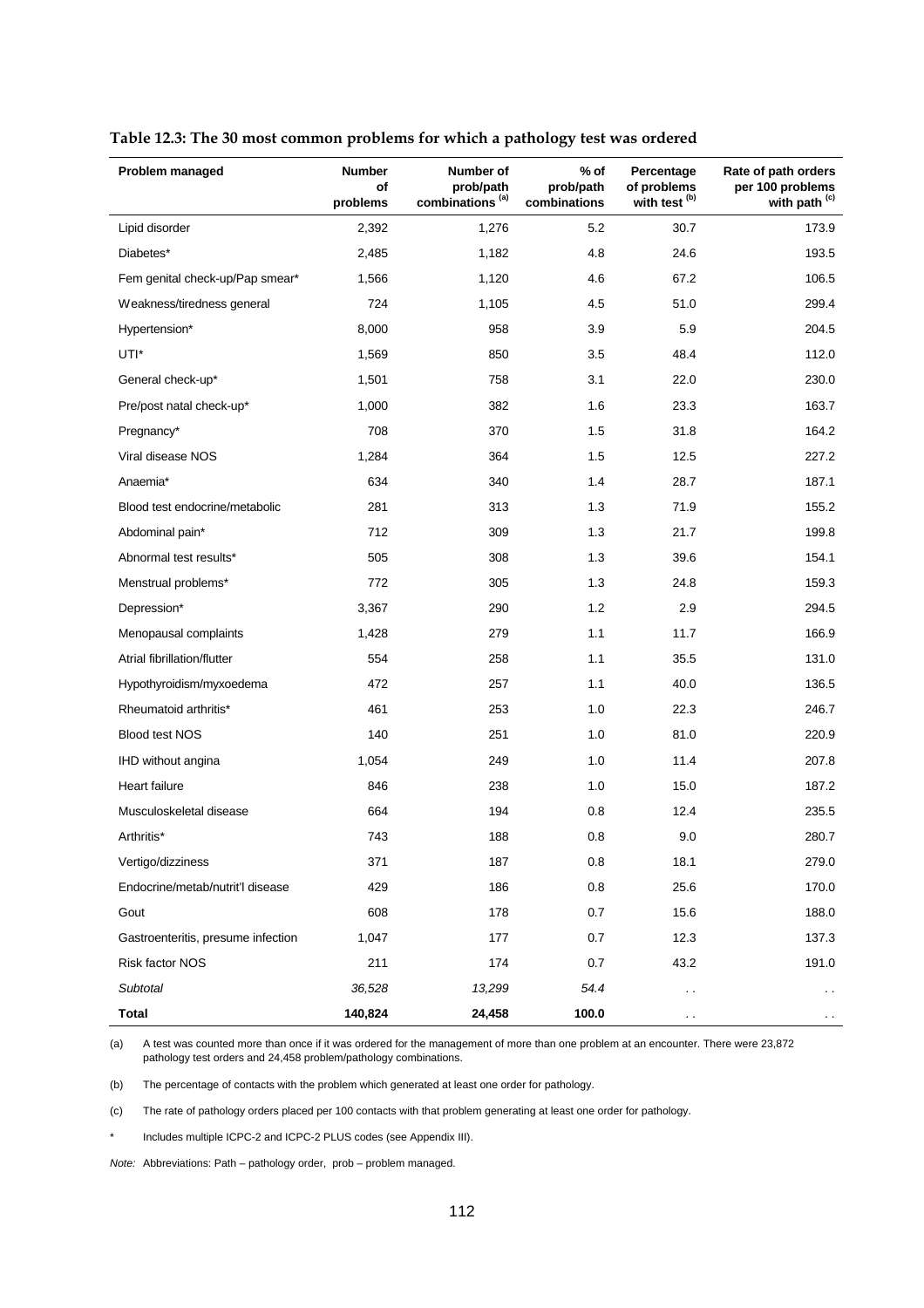**Table 12.3: The 30 most common problems for which a pathology test was ordered**

| Problem managed | Number of problems | Number of prob/path combinations [(a)] | % of prob/path combinations | Percentage of problems with test [(b)] | Rate of path orders per 100 problems with path [(c)] |
|---|---|---|---|---|---|
| Lipid disorder | 2,392 | 1,276 | 5.2 | 30.7 | 173.9 |
| Diabetes* | 2,485 | 1,182 | 4.8 | 24.6 | 193.5 |
| Fem genital check-up/Pap smear* | 1,566 | 1,120 | 4.6 | 67.2 | 106.5 |
| Weakness/tiredness general | 724 | 1,105 | 4.5 | 51.0 | 299.4 |
| Hypertension* | 8,000 | 958 | 3.9 | 5.9 | 204.5 |
| UTI* | 1,569 | 850 | 3.5 | 48.4 | 112.0 |
| General check-up* | 1,501 | 758 | 3.1 | 22.0 | 230.0 |
| Pre/post natal check-up* | 1,000 | 382 | 1.6 | 23.3 | 163.7 |
| Pregnancy* | 708 | 370 | 1.5 | 31.8 | 164.2 |
| Viral disease NOS | 1,284 | 364 | 1.5 | 12.5 | 227.2 |
| Anaemia* | 634 | 340 | 1.4 | 28.7 | 187.1 |
| Blood test endocrine/metabolic | 281 | 313 | 1.3 | 71.9 | 155.2 |
| Abdominal pain* | 712 | 309 | 1.3 | 21.7 | 199.8 |
| Abnormal test results* | 505 | 308 | 1.3 | 39.6 | 154.1 |
| Menstrual problems* | 772 | 305 | 1.3 | 24.8 | 159.3 |
| Depression* | 3,367 | 290 | 1.2 | 2.9 | 294.5 |
| Menopausal complaints | 1,428 | 279 | 1.1 | 11.7 | 166.9 |
| Atrial fibrillation/flutter | 554 | 258 | 1.1 | 35.5 | 131.0 |
| Hypothyroidism/myxoedema | 472 | 257 | 1.1 | 40.0 | 136.5 |
| Rheumatoid arthritis* | 461 | 253 | 1.0 | 22.3 | 246.7 |
| Blood test NOS | 140 | 251 | 1.0 | 81.0 | 220.9 |
| IHD without angina | 1,054 | 249 | 1.0 | 11.4 | 207.8 |
| Heart failure | 846 | 238 | 1.0 | 15.0 | 187.2 |
| Musculoskeletal disease | 664 | 194 | 0.8 | 12.4 | 235.5 |
| Arthritis* | 743 | 188 | 0.8 | 9.0 | 280.7 |
| Vertigo/dizziness | 371 | 187 | 0.8 | 18.1 | 279.0 |
| Endocrine/metab/nutrit'l disease | 429 | 186 | 0.8 | 25.6 | 170.0 |
| Gout | 608 | 178 | 0.7 | 15.6 | 188.0 |
| Gastroenteritis, presume infection | 1,047 | 177 | 0.7 | 12.3 | 137.3 |
| Risk factor NOS | 211 | 174 | 0.7 | 43.2 | 191.0 |
| *Subtotal* | *36,528* | *13,299* | *54.4* | . . | . . |
| **Total** | **140,824** | **24,458** | **100.0** | . . | . . |

(a) A test was counted more than once if it was ordered for the management of more than one problem at an encounter. There were 23,872 pathology test orders and 24,458 problem/pathology combinations.

(b) The percentage of contacts with the problem which generated at least one order for pathology.

(c) The rate of pathology orders placed per 100 contacts with that problem generating at least one order for pathology.

\* Includes multiple ICPC-2 and ICPC-2 PLUS codes (see Appendix III).

*Note:* Abbreviations: Path – pathology order, prob – problem managed.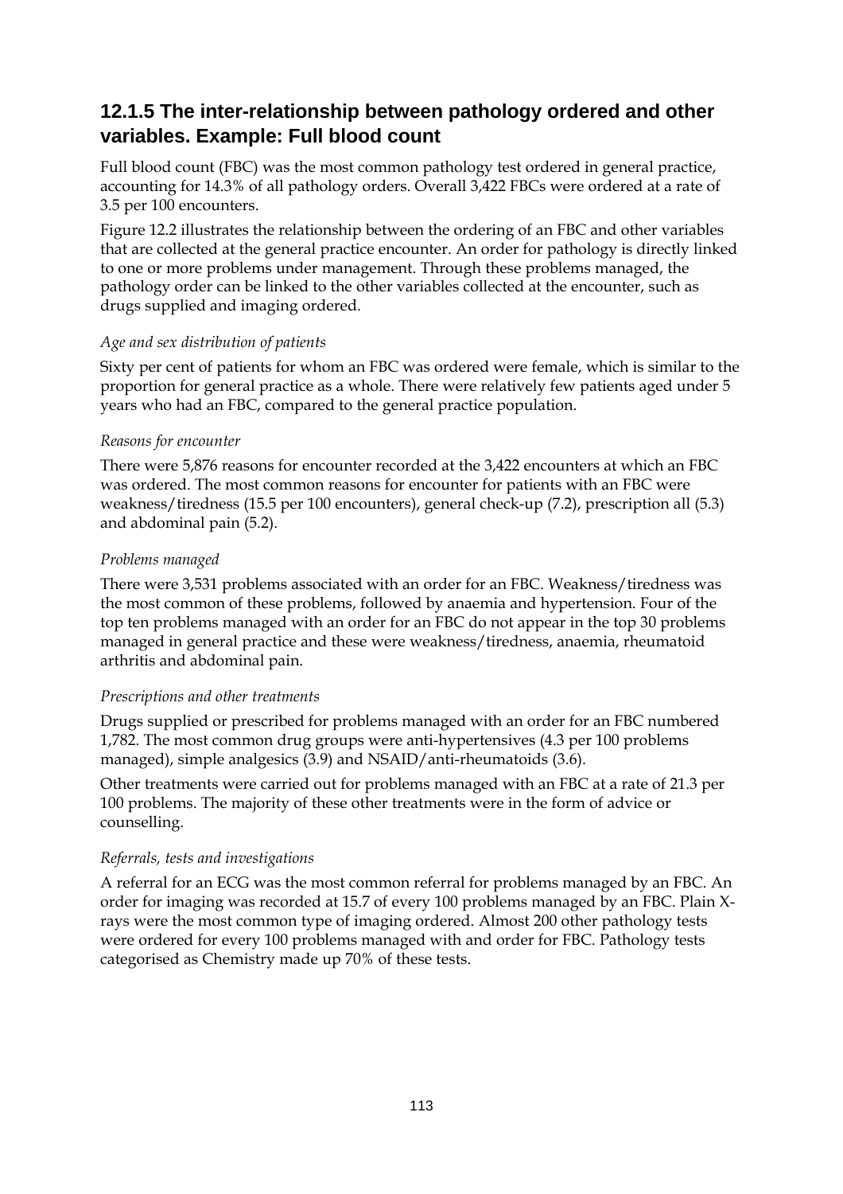### 12.1.5 The inter-relationship between pathology ordered and other variables. Example: Full blood count

Full blood count (FBC) was the most common pathology test ordered in general practice, accounting for 14.3% of all pathology orders. Overall 3,422 FBCs were ordered at a rate of 3.5 per 100 encounters.

Figure 12.2 illustrates the relationship between the ordering of an FBC and other variables that are collected at the general practice encounter. An order for pathology is directly linked to one or more problems under management. Through these problems managed, the pathology order can be linked to the other variables collected at the encounter, such as drugs supplied and imaging ordered.

*Age and sex distribution of patients*

Sixty per cent of patients for whom an FBC was ordered were female, which is similar to the proportion for general practice as a whole. There were relatively few patients aged under 5 years who had an FBC, compared to the general practice population.

*Reasons for encounter*

There were 5,876 reasons for encounter recorded at the 3,422 encounters at which an FBC was ordered. The most common reasons for encounter for patients with an FBC were weakness/tiredness (15.5 per 100 encounters), general check-up (7.2), prescription all (5.3) and abdominal pain (5.2).

*Problems managed*

There were 3,531 problems associated with an order for an FBC. Weakness/tiredness was the most common of these problems, followed by anaemia and hypertension. Four of the top ten problems managed with an order for an FBC do not appear in the top 30 problems managed in general practice and these were weakness/tiredness, anaemia, rheumatoid arthritis and abdominal pain.

*Prescriptions and other treatments*

Drugs supplied or prescribed for problems managed with an order for an FBC numbered 1,782. The most common drug groups were anti-hypertensives (4.3 per 100 problems managed), simple analgesics (3.9) and NSAID/anti-rheumatoids (3.6).

Other treatments were carried out for problems managed with an FBC at a rate of 21.3 per 100 problems. The majority of these other treatments were in the form of advice or counselling.

*Referrals, tests and investigations*

A referral for an ECG was the most common referral for problems managed by an FBC. An order for imaging was recorded at 15.7 of every 100 problems managed by an FBC. Plain X-rays were the most common type of imaging ordered. Almost 200 other pathology tests were ordered for every 100 problems managed with and order for FBC. Pathology tests categorised as Chemistry made up 70% of these tests.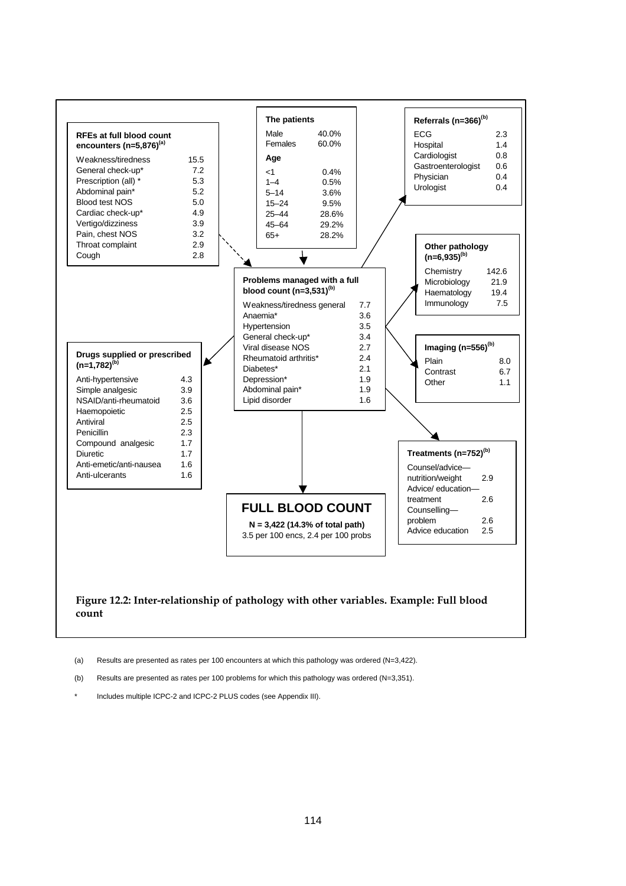**RFEs at full blood count encounters (n=5,876)[a]**

| | |
|---|---|
| Weakness/tiredness | 15.5 |
| General check-up* | 7.2 |
| Prescription (all) * | 5.3 |
| Abdominal pain* | 5.2 |
| Blood test NOS | 5.0 |
| Cardiac check-up* | 4.9 |
| Vertigo/dizziness | 3.9 |
| Pain, chest NOS | 3.2 |
| Throat complaint | 2.9 |
| Cough | 2.8 |

**The patients**

| | |
|---|---|
| Male | 40.0% |
| Females | 60.0% |
| **Age** | |
| <1 | 0.4% |
| 1–4 | 0.5% |
| 5–14 | 3.6% |
| 15–24 | 9.5% |
| 25–44 | 28.6% |
| 45–64 | 29.2% |
| 65+ | 28.2% |

**Referrals (n=366)[b]**

| | |
|---|---|
| ECG | 2.3 |
| Hospital | 1.4 |
| Cardiologist | 0.8 |
| Gastroenterologist | 0.6 |
| Physician | 0.4 |
| Urologist | 0.4 |

**Problems managed with a full blood count (n=3,531)[b]**

| | |
|---|---|
| Weakness/tiredness general | 7.7 |
| Anaemia* | 3.6 |
| Hypertension | 3.5 |
| General check-up* | 3.4 |
| Viral disease NOS | 2.7 |
| Rheumatoid arthritis* | 2.4 |
| Diabetes* | 2.1 |
| Depression* | 1.9 |
| Abdominal pain* | 1.9 |
| Lipid disorder | 1.6 |

**Other pathology (n=6,935)[b]**

| | |
|---|---|
| Chemistry | 142.6 |
| Microbiology | 21.9 |
| Haematology | 19.4 |
| Immunology | 7.5 |

**Imaging (n=556)[b]**

| | |
|---|---|
| Plain | 8.0 |
| Contrast | 6.7 |
| Other | 1.1 |

**Drugs supplied or prescribed (n=1,782)[b]**

| | |
|---|---|
| Anti-hypertensive | 4.3 |
| Simple analgesic | 3.9 |
| NSAID/anti-rheumatoid | 3.6 |
| Haemopoietic | 2.5 |
| Antiviral | 2.5 |
| Penicillin | 2.3 |
| Compound analgesic | 1.7 |
| Diuretic | 1.7 |
| Anti-emetic/anti-nausea | 1.6 |
| Anti-ulcerants | 1.6 |

**Treatments (n=752)[b]**

| | |
|---|---|
| Counsel/advice—nutrition/weight | 2.9 |
| Advice/ education—treatment | 2.6 |
| Counselling—problem | 2.6 |
| Advice education | 2.5 |

**FULL BLOOD COUNT**

**N = 3,422 (14.3% of total path)**

3.5 per 100 encs, 2.4 per 100 probs

**Figure 12.2: Inter-relationship of pathology with other variables. Example: Full blood count**

(a) Results are presented as rates per 100 encounters at which this pathology was ordered (N=3,422).

(b) Results are presented as rates per 100 problems for which this pathology was ordered (N=3,351).

\* Includes multiple ICPC-2 and ICPC-2 PLUS codes (see Appendix III).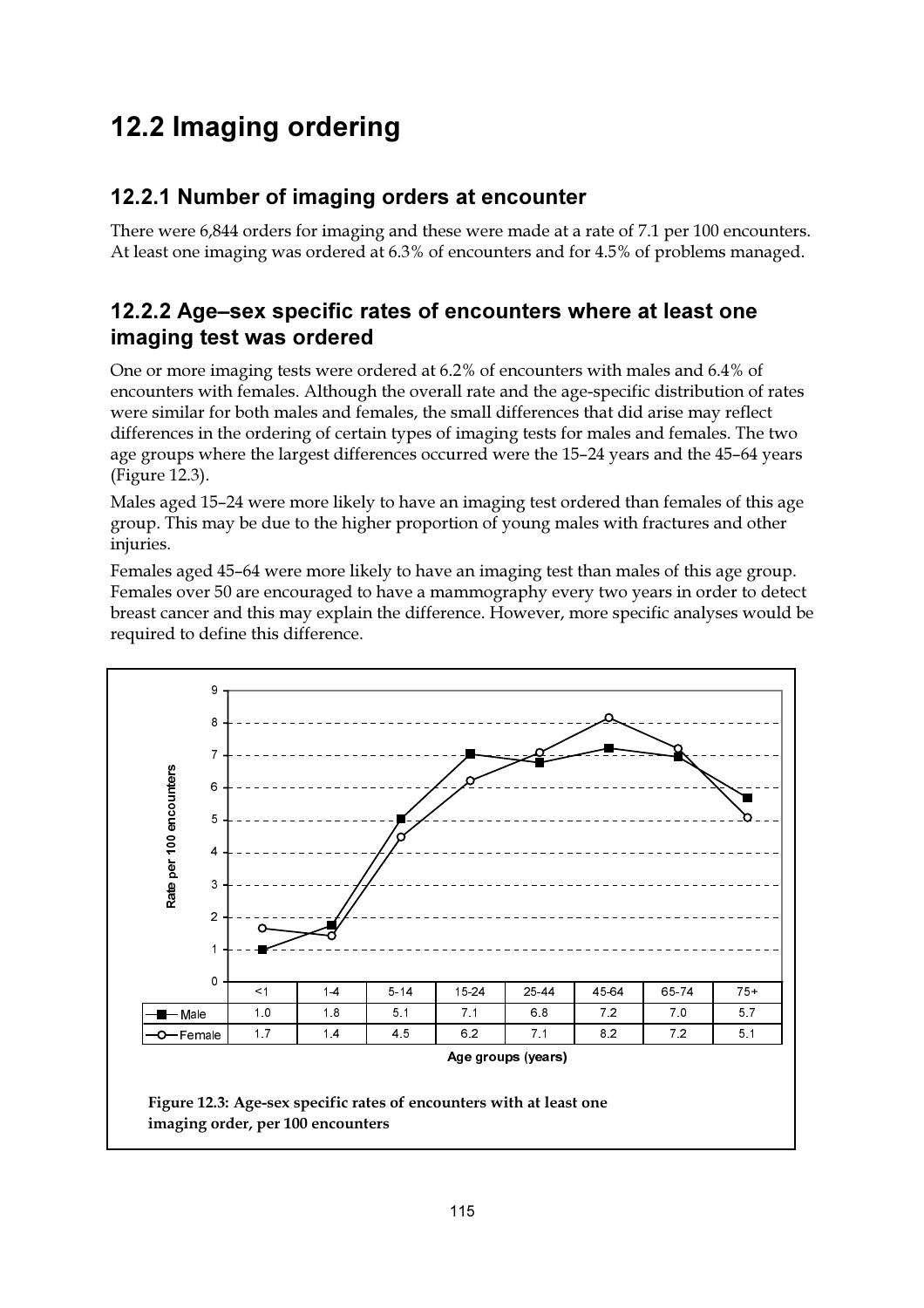## 12.2 Imaging ordering

### 12.2.1 Number of imaging orders at encounter

There were 6,844 orders for imaging and these were made at a rate of 7.1 per 100 encounters. At least one imaging was ordered at 6.3% of encounters and for 4.5% of problems managed.

### 12.2.2 Age–sex specific rates of encounters where at least one imaging test was ordered

One or more imaging tests were ordered at 6.2% of encounters with males and 6.4% of encounters with females. Although the overall rate and the age-specific distribution of rates were similar for both males and females, the small differences that did arise may reflect differences in the ordering of certain types of imaging tests for males and females. The two age groups where the largest differences occurred were the 15–24 years and the 45–64 years (Figure 12.3).

Males aged 15–24 were more likely to have an imaging test ordered than females of this age group. This may be due to the higher proportion of young males with fractures and other injuries.

Females aged 45–64 were more likely to have an imaging test than males of this age group. Females over 50 are encouraged to have a mammography every two years in order to detect breast cancer and this may explain the difference. However, more specific analyses would be required to define this difference.

| | <1 | 1-4 | 5-14 | 15-24 | 25-44 | 45-64 | 65-74 | 75+ |
|---|---|---|---|---|---|---|---|---|
| Male | 1.0 | 1.8 | 5.1 | 7.1 | 6.8 | 7.2 | 7.0 | 5.7 |
| Female | 1.7 | 1.4 | 4.5 | 6.2 | 7.1 | 8.2 | 7.2 | 5.1 |

Age groups (years)

**Figure 12.3: Age-sex specific rates of encounters with at least one imaging order, per 100 encounters**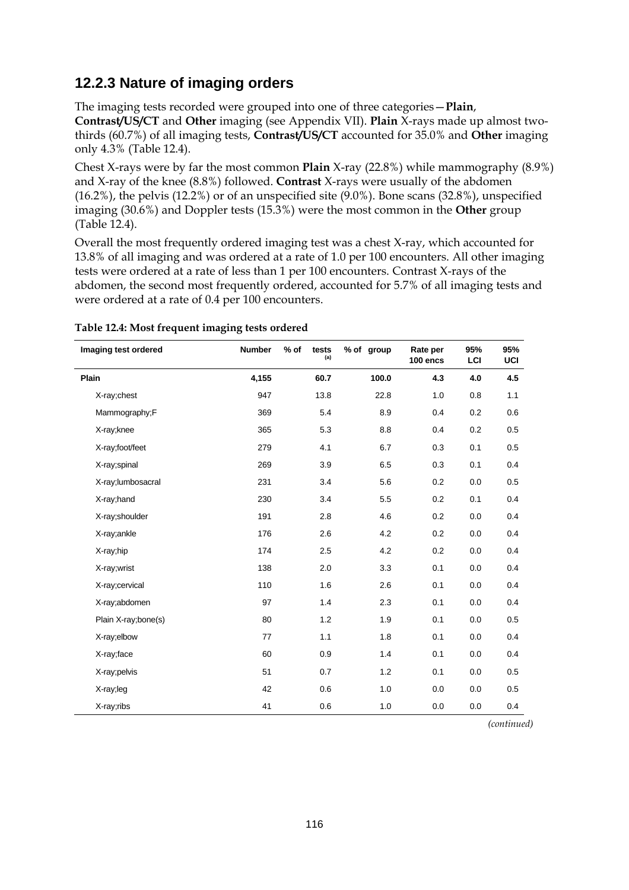## 12.2.3 Nature of imaging orders

The imaging tests recorded were grouped into one of three categories—**Plain**, **Contrast/US/CT** and **Other** imaging (see Appendix VII). **Plain** X-rays made up almost two-thirds (60.7%) of all imaging tests, **Contrast/US/CT** accounted for 35.0% and **Other** imaging only 4.3% (Table 12.4).

Chest X-rays were by far the most common **Plain** X-ray (22.8%) while mammography (8.9%) and X-ray of the knee (8.8%) followed. **Contrast** X-rays were usually of the abdomen (16.2%), the pelvis (12.2%) or of an unspecified site (9.0%). Bone scans (32.8%), unspecified imaging (30.6%) and Doppler tests (15.3%) were the most common in the **Other** group (Table 12.4).

Overall the most frequently ordered imaging test was a chest X-ray, which accounted for 13.8% of all imaging and was ordered at a rate of 1.0 per 100 encounters. All other imaging tests were ordered at a rate of less than 1 per 100 encounters. Contrast X-rays of the abdomen, the second most frequently ordered, accounted for 5.7% of all imaging tests and were ordered at a rate of 0.4 per 100 encounters.

**Table 12.4: Most frequent imaging tests ordered**

| Imaging test ordered | Number | % of tests[(a)] | % of group | Rate per 100 encs | 95% LCI | 95% UCI |
|---|---|---|---|---|---|---|
| **Plain** | **4,155** | **60.7** | **100.0** | **4.3** | **4.0** | **4.5** |
| X-ray;chest | 947 | 13.8 | 22.8 | 1.0 | 0.8 | 1.1 |
| Mammography;F | 369 | 5.4 | 8.9 | 0.4 | 0.2 | 0.6 |
| X-ray;knee | 365 | 5.3 | 8.8 | 0.4 | 0.2 | 0.5 |
| X-ray;foot/feet | 279 | 4.1 | 6.7 | 0.3 | 0.1 | 0.5 |
| X-ray;spinal | 269 | 3.9 | 6.5 | 0.3 | 0.1 | 0.4 |
| X-ray;lumbosacral | 231 | 3.4 | 5.6 | 0.2 | 0.0 | 0.5 |
| X-ray;hand | 230 | 3.4 | 5.5 | 0.2 | 0.1 | 0.4 |
| X-ray;shoulder | 191 | 2.8 | 4.6 | 0.2 | 0.0 | 0.4 |
| X-ray;ankle | 176 | 2.6 | 4.2 | 0.2 | 0.0 | 0.4 |
| X-ray;hip | 174 | 2.5 | 4.2 | 0.2 | 0.0 | 0.4 |
| X-ray;wrist | 138 | 2.0 | 3.3 | 0.1 | 0.0 | 0.4 |
| X-ray;cervical | 110 | 1.6 | 2.6 | 0.1 | 0.0 | 0.4 |
| X-ray;abdomen | 97 | 1.4 | 2.3 | 0.1 | 0.0 | 0.4 |
| Plain X-ray;bone(s) | 80 | 1.2 | 1.9 | 0.1 | 0.0 | 0.5 |
| X-ray;elbow | 77 | 1.1 | 1.8 | 0.1 | 0.0 | 0.4 |
| X-ray;face | 60 | 0.9 | 1.4 | 0.1 | 0.0 | 0.4 |
| X-ray;pelvis | 51 | 0.7 | 1.2 | 0.1 | 0.0 | 0.5 |
| X-ray;leg | 42 | 0.6 | 1.0 | 0.0 | 0.0 | 0.5 |
| X-ray;ribs | 41 | 0.6 | 1.0 | 0.0 | 0.0 | 0.4 |

*(continued)*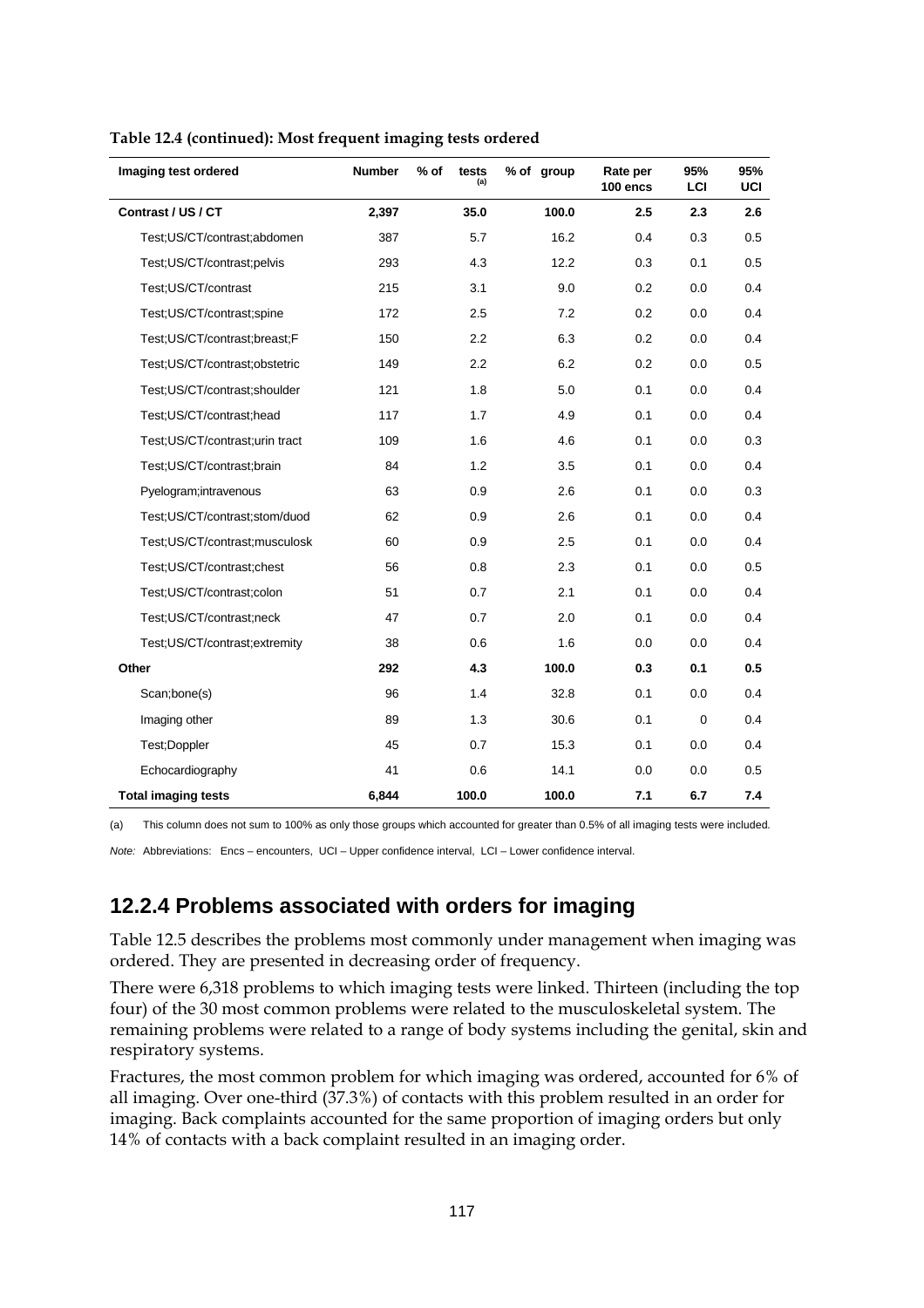**Table 12.4 (continued): Most frequent imaging tests ordered**

| Imaging test ordered | Number | % of tests[(a)] | % of group | Rate per 100 encs | 95% LCI | 95% UCI |
|---|---|---|---|---|---|---|
| **Contrast / US / CT** | **2,397** | **35.0** | **100.0** | **2.5** | **2.3** | **2.6** |
| Test;US/CT/contrast;abdomen | 387 | 5.7 | 16.2 | 0.4 | 0.3 | 0.5 |
| Test;US/CT/contrast;pelvis | 293 | 4.3 | 12.2 | 0.3 | 0.1 | 0.5 |
| Test;US/CT/contrast | 215 | 3.1 | 9.0 | 0.2 | 0.0 | 0.4 |
| Test;US/CT/contrast;spine | 172 | 2.5 | 7.2 | 0.2 | 0.0 | 0.4 |
| Test;US/CT/contrast;breast;F | 150 | 2.2 | 6.3 | 0.2 | 0.0 | 0.4 |
| Test;US/CT/contrast;obstetric | 149 | 2.2 | 6.2 | 0.2 | 0.0 | 0.5 |
| Test;US/CT/contrast;shoulder | 121 | 1.8 | 5.0 | 0.1 | 0.0 | 0.4 |
| Test;US/CT/contrast;head | 117 | 1.7 | 4.9 | 0.1 | 0.0 | 0.4 |
| Test;US/CT/contrast;urin tract | 109 | 1.6 | 4.6 | 0.1 | 0.0 | 0.3 |
| Test;US/CT/contrast;brain | 84 | 1.2 | 3.5 | 0.1 | 0.0 | 0.4 |
| Pyelogram;intravenous | 63 | 0.9 | 2.6 | 0.1 | 0.0 | 0.3 |
| Test;US/CT/contrast;stom/duod | 62 | 0.9 | 2.6 | 0.1 | 0.0 | 0.4 |
| Test;US/CT/contrast;musculosk | 60 | 0.9 | 2.5 | 0.1 | 0.0 | 0.4 |
| Test;US/CT/contrast;chest | 56 | 0.8 | 2.3 | 0.1 | 0.0 | 0.5 |
| Test;US/CT/contrast;colon | 51 | 0.7 | 2.1 | 0.1 | 0.0 | 0.4 |
| Test;US/CT/contrast;neck | 47 | 0.7 | 2.0 | 0.1 | 0.0 | 0.4 |
| Test;US/CT/contrast;extremity | 38 | 0.6 | 1.6 | 0.0 | 0.0 | 0.4 |
| **Other** | **292** | **4.3** | **100.0** | **0.3** | **0.1** | **0.5** |
| Scan;bone(s) | 96 | 1.4 | 32.8 | 0.1 | 0.0 | 0.4 |
| Imaging other | 89 | 1.3 | 30.6 | 0.1 | 0 | 0.4 |
| Test;Doppler | 45 | 0.7 | 15.3 | 0.1 | 0.0 | 0.4 |
| Echocardiography | 41 | 0.6 | 14.1 | 0.0 | 0.0 | 0.5 |
| **Total imaging tests** | **6,844** | **100.0** | **100.0** | **7.1** | **6.7** | **7.4** |

(a) This column does not sum to 100% as only those groups which accounted for greater than 0.5% of all imaging tests were included.

*Note:* Abbreviations: Encs – encounters, UCI – Upper confidence interval, LCI – Lower confidence interval.

## 12.2.4 Problems associated with orders for imaging

Table 12.5 describes the problems most commonly under management when imaging was ordered. They are presented in decreasing order of frequency.

There were 6,318 problems to which imaging tests were linked. Thirteen (including the top four) of the 30 most common problems were related to the musculoskeletal system. The remaining problems were related to a range of body systems including the genital, skin and respiratory systems.

Fractures, the most common problem for which imaging was ordered, accounted for 6% of all imaging. Over one-third (37.3%) of contacts with this problem resulted in an order for imaging. Back complaints accounted for the same proportion of imaging orders but only 14% of contacts with a back complaint resulted in an imaging order.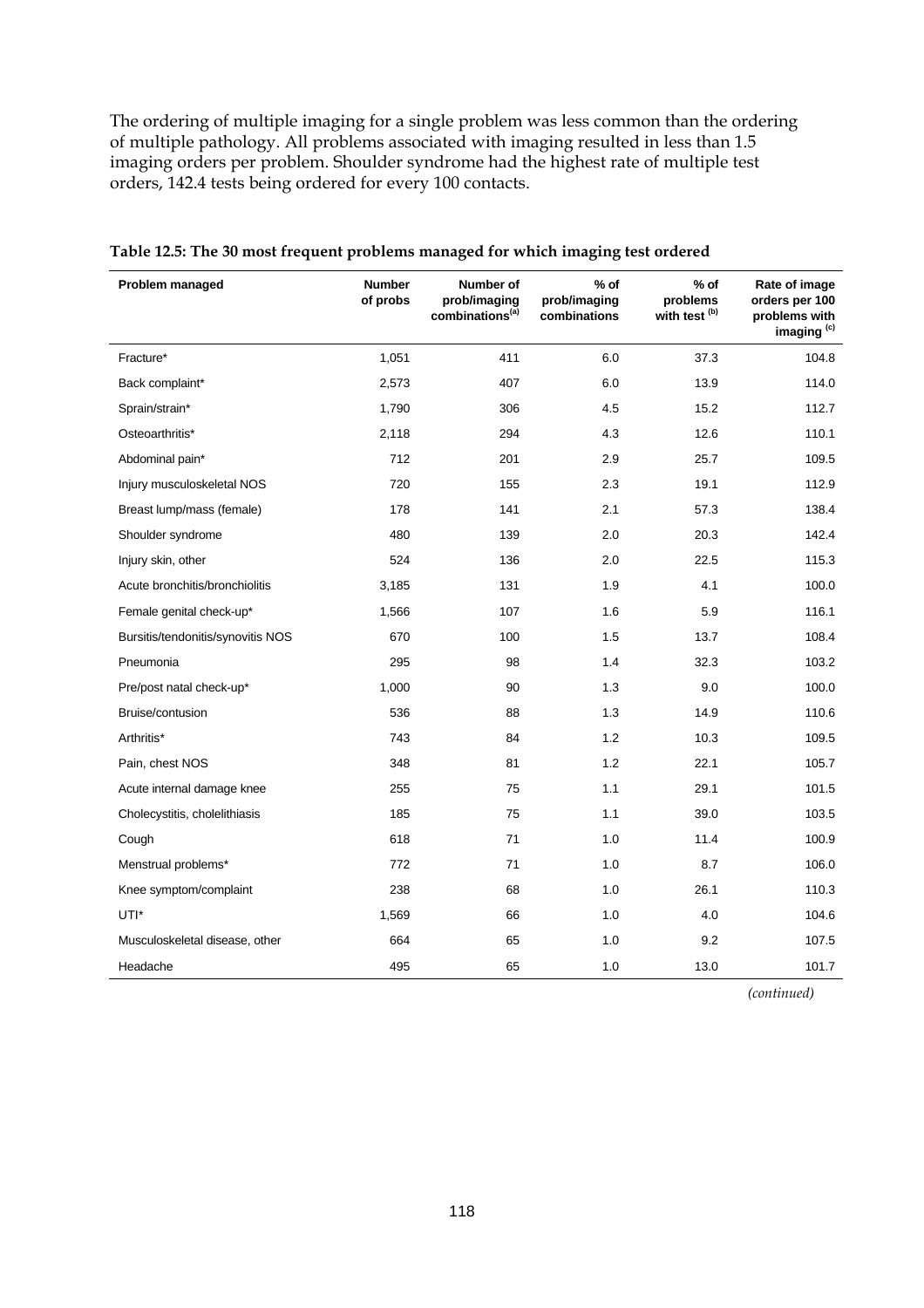The ordering of multiple imaging for a single problem was less common than the ordering of multiple pathology. All problems associated with imaging resulted in less than 1.5 imaging orders per problem. Shoulder syndrome had the highest rate of multiple test orders, 142.4 tests being ordered for every 100 contacts.

**Table 12.5: The 30 most frequent problems managed for which imaging test ordered**

| Problem managed | Number of probs | Number of prob/imaging combinations[(a)] | % of prob/imaging combinations | % of problems with test [(b)] | Rate of image orders per 100 problems with imaging [(c)] |
|---|---|---|---|---|---|
| Fracture* | 1,051 | 411 | 6.0 | 37.3 | 104.8 |
| Back complaint* | 2,573 | 407 | 6.0 | 13.9 | 114.0 |
| Sprain/strain* | 1,790 | 306 | 4.5 | 15.2 | 112.7 |
| Osteoarthritis* | 2,118 | 294 | 4.3 | 12.6 | 110.1 |
| Abdominal pain* | 712 | 201 | 2.9 | 25.7 | 109.5 |
| Injury musculoskeletal NOS | 720 | 155 | 2.3 | 19.1 | 112.9 |
| Breast lump/mass (female) | 178 | 141 | 2.1 | 57.3 | 138.4 |
| Shoulder syndrome | 480 | 139 | 2.0 | 20.3 | 142.4 |
| Injury skin, other | 524 | 136 | 2.0 | 22.5 | 115.3 |
| Acute bronchitis/bronchiolitis | 3,185 | 131 | 1.9 | 4.1 | 100.0 |
| Female genital check-up* | 1,566 | 107 | 1.6 | 5.9 | 116.1 |
| Bursitis/tendonitis/synovitis NOS | 670 | 100 | 1.5 | 13.7 | 108.4 |
| Pneumonia | 295 | 98 | 1.4 | 32.3 | 103.2 |
| Pre/post natal check-up* | 1,000 | 90 | 1.3 | 9.0 | 100.0 |
| Bruise/contusion | 536 | 88 | 1.3 | 14.9 | 110.6 |
| Arthritis* | 743 | 84 | 1.2 | 10.3 | 109.5 |
| Pain, chest NOS | 348 | 81 | 1.2 | 22.1 | 105.7 |
| Acute internal damage knee | 255 | 75 | 1.1 | 29.1 | 101.5 |
| Cholecystitis, cholelithiasis | 185 | 75 | 1.1 | 39.0 | 103.5 |
| Cough | 618 | 71 | 1.0 | 11.4 | 100.9 |
| Menstrual problems* | 772 | 71 | 1.0 | 8.7 | 106.0 |
| Knee symptom/complaint | 238 | 68 | 1.0 | 26.1 | 110.3 |
| UTI* | 1,569 | 66 | 1.0 | 4.0 | 104.6 |
| Musculoskeletal disease, other | 664 | 65 | 1.0 | 9.2 | 107.5 |
| Headache | 495 | 65 | 1.0 | 13.0 | 101.7 |

*(continued)*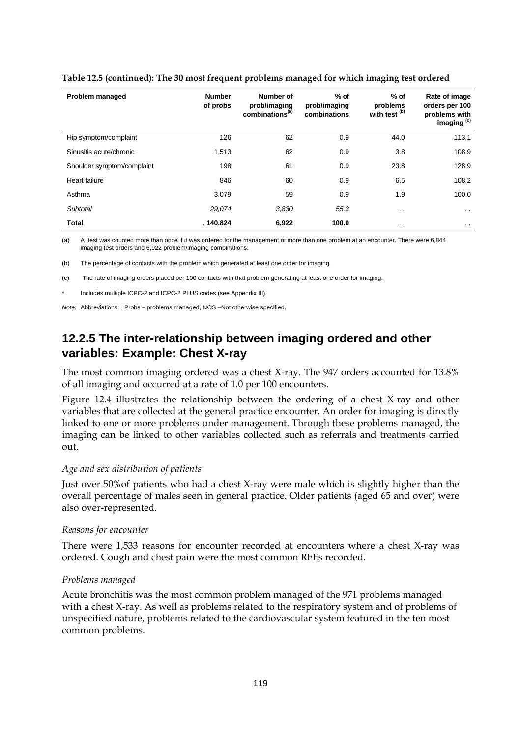**Table 12.5 (continued): The 30 most frequent problems managed for which imaging test ordered**

| Problem managed | Number of probs | Number of prob/imaging combinations[(a)] | % of prob/imaging combinations | % of problems with test [(b)] | Rate of image orders per 100 problems with imaging [(c)] |
|---|---|---|---|---|---|
| Hip symptom/complaint | 126 | 62 | 0.9 | 44.0 | 113.1 |
| Sinusitis acute/chronic | 1,513 | 62 | 0.9 | 3.8 | 108.9 |
| Shoulder symptom/complaint | 198 | 61 | 0.9 | 23.8 | 128.9 |
| Heart failure | 846 | 60 | 0.9 | 6.5 | 108.2 |
| Asthma | 3,079 | 59 | 0.9 | 1.9 | 100.0 |
| *Subtotal* | *29,074* | *3,830* | *55.3* | . . | . . |
| **Total** | **140,824** | **6,922** | **100.0** | . . | . . |

(a) A test was counted more than once if it was ordered for the management of more than one problem at an encounter. There were 6,844 imaging test orders and 6,922 problem/imaging combinations.

(b) The percentage of contacts with the problem which generated at least one order for imaging.

(c) The rate of imaging orders placed per 100 contacts with that problem generating at least one order for imaging.

* Includes multiple ICPC-2 and ICPC-2 PLUS codes (see Appendix III).

*Note:* Abbreviations: Probs – problems managed, NOS –Not otherwise specified.

## 12.2.5 The inter-relationship between imaging ordered and other variables: Example: Chest X-ray

The most common imaging ordered was a chest X-ray. The 947 orders accounted for 13.8% of all imaging and occurred at a rate of 1.0 per 100 encounters.

Figure 12.4 illustrates the relationship between the ordering of a chest X-ray and other variables that are collected at the general practice encounter. An order for imaging is directly linked to one or more problems under management. Through these problems managed, the imaging can be linked to other variables collected such as referrals and treatments carried out.

*Age and sex distribution of patients*

Just over 50%of patients who had a chest X-ray were male which is slightly higher than the overall percentage of males seen in general practice. Older patients (aged 65 and over) were also over-represented.

*Reasons for encounter*

There were 1,533 reasons for encounter recorded at encounters where a chest X-ray was ordered. Cough and chest pain were the most common RFEs recorded.

*Problems managed*

Acute bronchitis was the most common problem managed of the 971 problems managed with a chest X-ray. As well as problems related to the respiratory system and of problems of unspecified nature, problems related to the cardiovascular system featured in the ten most common problems.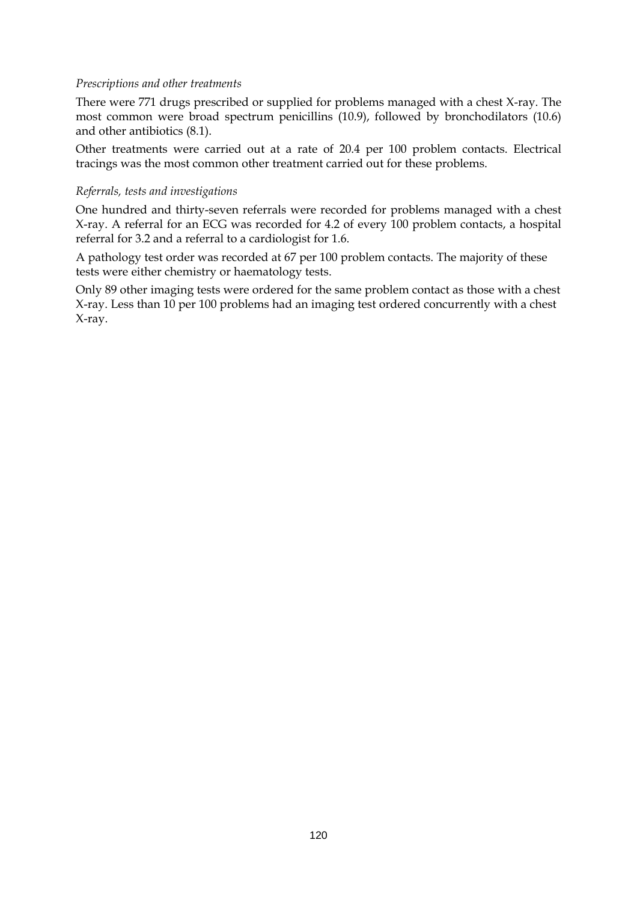*Prescriptions and other treatments*

There were 771 drugs prescribed or supplied for problems managed with a chest X-ray. The most common were broad spectrum penicillins (10.9), followed by bronchodilators (10.6) and other antibiotics (8.1).

Other treatments were carried out at a rate of 20.4 per 100 problem contacts. Electrical tracings was the most common other treatment carried out for these problems.

*Referrals, tests and investigations*

One hundred and thirty-seven referrals were recorded for problems managed with a chest X-ray. A referral for an ECG was recorded for 4.2 of every 100 problem contacts, a hospital referral for 3.2 and a referral to a cardiologist for 1.6.

A pathology test order was recorded at 67 per 100 problem contacts. The majority of these tests were either chemistry or haematology tests.

Only 89 other imaging tests were ordered for the same problem contact as those with a chest X-ray. Less than 10 per 100 problems had an imaging test ordered concurrently with a chest X-ray.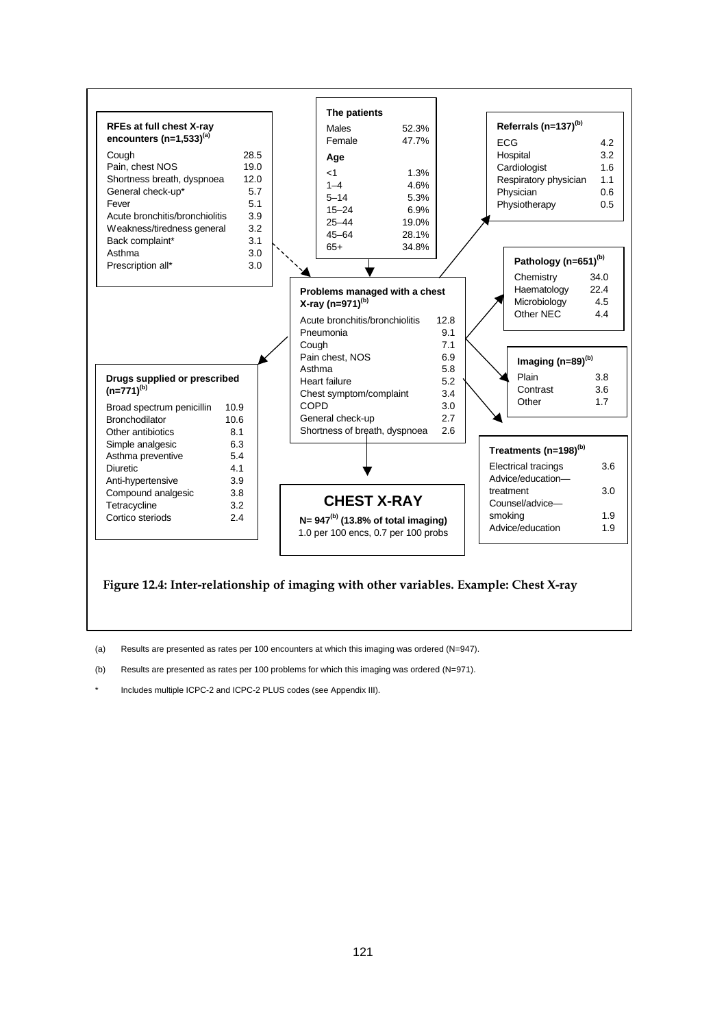**RFEs at full chest X-ray encounters (n=1,533)[(a)]**

| | |
|---|---|
| Cough | 28.5 |
| Pain, chest NOS | 19.0 |
| Shortness breath, dyspnoea | 12.0 |
| General check-up* | 5.7 |
| Fever | 5.1 |
| Acute bronchitis/bronchiolitis | 3.9 |
| Weakness/tiredness general | 3.2 |
| Back complaint* | 3.1 |
| Asthma | 3.0 |
| Prescription all* | 3.0 |

**The patients**

| | |
|---|---|
| Males | 52.3% |
| Female | 47.7% |
| **Age** | |
| <1 | 1.3% |
| 1–4 | 4.6% |
| 5–14 | 5.3% |
| 15–24 | 6.9% |
| 25–44 | 19.0% |
| 45–64 | 28.1% |
| 65+ | 34.8% |

**Referrals (n=137)[(b)]**

| | |
|---|---|
| ECG | 4.2 |
| Hospital | 3.2 |
| Cardiologist | 1.6 |
| Respiratory physician | 1.1 |
| Physician | 0.6 |
| Physiotherapy | 0.5 |

**Problems managed with a chest X-ray (n=971)[(b)]**

| | |
|---|---|
| Acute bronchitis/bronchiolitis | 12.8 |
| Pneumonia | 9.1 |
| Cough | 7.1 |
| Pain chest, NOS | 6.9 |
| Asthma | 5.8 |
| Heart failure | 5.2 |
| Chest symptom/complaint | 3.4 |
| COPD | 3.0 |
| General check-up | 2.7 |
| Shortness of breath, dyspnoea | 2.6 |

**Pathology (n=651)[(b)]**

| | |
|---|---|
| Chemistry | 34.0 |
| Haematology | 22.4 |
| Microbiology | 4.5 |
| Other NEC | 4.4 |

**Imaging (n=89)[(b)]**

| | |
|---|---|
| Plain | 3.8 |
| Contrast | 3.6 |
| Other | 1.7 |

**Drugs supplied or prescribed (n=771)[(b)]**

| | |
|---|---|
| Broad spectrum penicillin | 10.9 |
| Bronchodilator | 10.6 |
| Other antibiotics | 8.1 |
| Simple analgesic | 6.3 |
| Asthma preventive | 5.4 |
| Diuretic | 4.1 |
| Anti-hypertensive | 3.9 |
| Compound analgesic | 3.8 |
| Tetracycline | 3.2 |
| Cortico steriods | 2.4 |

**CHEST X-RAY**

**N= 947[(b)] (13.8% of total imaging)**
1.0 per 100 encs, 0.7 per 100 probs

**Treatments (n=198)[(b)]**

| | |
|---|---|
| Electrical tracings | 3.6 |
| Advice/education—treatment | 3.0 |
| Counsel/advice—smoking | 1.9 |
| Advice/education | 1.9 |

**Figure 12.4: Inter-relationship of imaging with other variables. Example: Chest X-ray**

(a) Results are presented as rates per 100 encounters at which this imaging was ordered (N=947).

(b) Results are presented as rates per 100 problems for which this imaging was ordered (N=971).

\* Includes multiple ICPC-2 and ICPC-2 PLUS codes (see Appendix III).